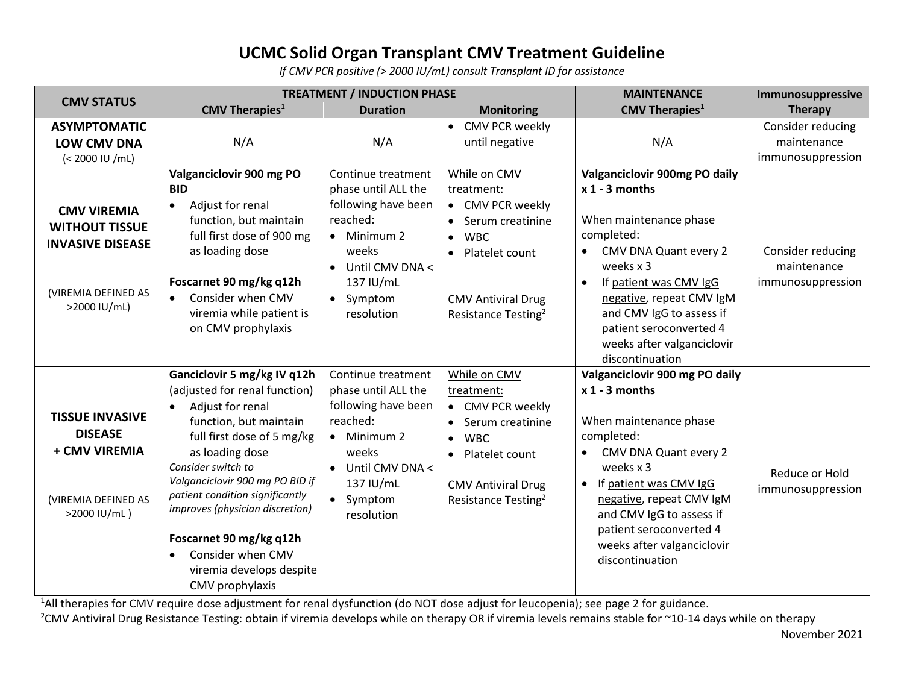# UCMC Solid Organ Transplant CMV Treatment Guideline

*If CMV PCR positive (> 2000 IU/mL) consult Transplant ID for assistance*

| CMV STATUS | TREATMENT / INDUCTION PHASE | | | MAINTENANCE | Immunosuppressive Therapy |
|---|---|---|---|---|---|
| | CMV Therapies[1] | Duration | Monitoring | CMV Therapies[1] | |
| **ASYMPTOMATIC LOW CMV DNA** (< 2000 IU /mL) | N/A | N/A | • CMV PCR weekly until negative | N/A | Consider reducing maintenance immunosuppression |
| **CMV VIREMIA WITHOUT TISSUE INVASIVE DISEASE** (VIREMIA DEFINED AS >2000 IU/mL) | **Valganciclovir 900 mg PO BID** <br>• Adjust for renal function, but maintain full first dose of 900 mg as loading dose <br><br>**Foscarnet 90 mg/kg q12h** <br>• Consider when CMV viremia while patient is on CMV prophylaxis | Continue treatment phase until ALL the following have been reached: <br>• Minimum 2 weeks <br>• Until CMV DNA < 137 IU/mL <br>• Symptom resolution | While on CMV treatment: <br>• CMV PCR weekly <br>• Serum creatinine <br>• WBC <br>• Platelet count <br><br>CMV Antiviral Drug Resistance Testing[2] | **Valganciclovir 900mg PO daily x 1 - 3 months** <br><br>When maintenance phase completed: <br>• CMV DNA Quant every 2 weeks x 3 <br>• If patient was CMV IgG negative, repeat CMV IgM and CMV IgG to assess if patient seroconverted 4 weeks after valganciclovir discontinuation | Consider reducing maintenance immunosuppression |
| **TISSUE INVASIVE DISEASE ± CMV VIREMIA** (VIREMIA DEFINED AS >2000 IU/mL ) | **Ganciclovir 5 mg/kg IV q12h** (adjusted for renal function) <br>• Adjust for renal function, but maintain full first dose of 5 mg/kg as loading dose <br>*Consider switch to Valganciclovir 900 mg PO BID if patient condition significantly improves (physician discretion)* <br><br>**Foscarnet 90 mg/kg q12h** <br>• Consider when CMV viremia develops despite CMV prophylaxis | Continue treatment phase until ALL the following have been reached: <br>• Minimum 2 weeks <br>• Until CMV DNA < 137 IU/mL <br>• Symptom resolution | While on CMV treatment: <br>• CMV PCR weekly <br>• Serum creatinine <br>• WBC <br>• Platelet count <br><br>CMV Antiviral Drug Resistance Testing[2] | **Valganciclovir 900 mg PO daily x 1 - 3 months** <br><br>When maintenance phase completed: <br>• CMV DNA Quant every 2 weeks x 3 <br>• If patient was CMV IgG negative, repeat CMV IgM and CMV IgG to assess if patient seroconverted 4 weeks after valganciclovir discontinuation | Reduce or Hold immunosuppression |

[1]All therapies for CMV require dose adjustment for renal dysfunction (do NOT dose adjust for leucopenia); see page 2 for guidance.

[2]CMV Antiviral Drug Resistance Testing: obtain if viremia develops while on therapy OR if viremia levels remains stable for ~10-14 days while on therapy

November 2021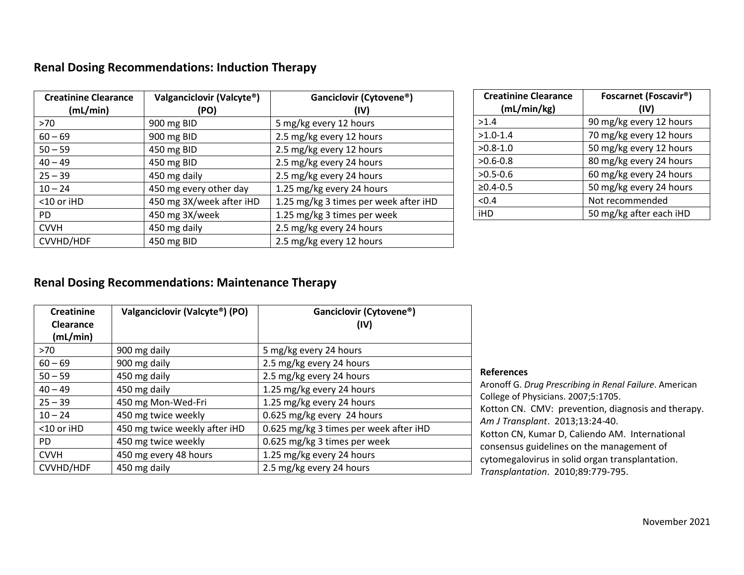## Renal Dosing Recommendations: Induction Therapy

| Creatinine Clearance (mL/min) | Valganciclovir (Valcyte®) (PO) | Ganciclovir (Cytovene®) (IV) |
|---|---|---|
| >70 | 900 mg BID | 5 mg/kg every 12 hours |
| 60 – 69 | 900 mg BID | 2.5 mg/kg every 12 hours |
| 50 – 59 | 450 mg BID | 2.5 mg/kg every 12 hours |
| 40 – 49 | 450 mg BID | 2.5 mg/kg every 24 hours |
| 25 – 39 | 450 mg daily | 2.5 mg/kg every 24 hours |
| 10 – 24 | 450 mg every other day | 1.25 mg/kg every 24 hours |
| <10 or iHD | 450 mg 3X/week after iHD | 1.25 mg/kg 3 times per week after iHD |
| PD | 450 mg 3X/week | 1.25 mg/kg 3 times per week |
| CVVH | 450 mg daily | 2.5 mg/kg every 24 hours |
| CVVHD/HDF | 450 mg BID | 2.5 mg/kg every 12 hours |

| Creatinine Clearance (mL/min/kg) | Foscarnet (Foscavir®) (IV) |
|---|---|
| >1.4 | 90 mg/kg every 12 hours |
| >1.0-1.4 | 70 mg/kg every 12 hours |
| >0.8-1.0 | 50 mg/kg every 12 hours |
| >0.6-0.8 | 80 mg/kg every 24 hours |
| >0.5-0.6 | 60 mg/kg every 24 hours |
| ≥0.4-0.5 | 50 mg/kg every 24 hours |
| <0.4 | Not recommended |
| iHD | 50 mg/kg after each iHD |

## Renal Dosing Recommendations: Maintenance Therapy

| Creatinine Clearance (mL/min) | Valganciclovir (Valcyte®) (PO) | Ganciclovir (Cytovene®) (IV) |
|---|---|---|
| >70 | 900 mg daily | 5 mg/kg every 24 hours |
| 60 – 69 | 900 mg daily | 2.5 mg/kg every 24 hours |
| 50 – 59 | 450 mg daily | 2.5 mg/kg every 24 hours |
| 40 – 49 | 450 mg daily | 1.25 mg/kg every 24 hours |
| 25 – 39 | 450 mg Mon-Wed-Fri | 1.25 mg/kg every 24 hours |
| 10 – 24 | 450 mg twice weekly | 0.625 mg/kg every 24 hours |
| <10 or iHD | 450 mg twice weekly after iHD | 0.625 mg/kg 3 times per week after iHD |
| PD | 450 mg twice weekly | 0.625 mg/kg 3 times per week |
| CVVH | 450 mg every 48 hours | 1.25 mg/kg every 24 hours |
| CVVHD/HDF | 450 mg daily | 2.5 mg/kg every 24 hours |

**References**

Aronoff G. *Drug Prescribing in Renal Failure*. American College of Physicians. 2007;5:1705.

Kotton CN. CMV: prevention, diagnosis and therapy. *Am J Transplant*. 2013;13:24-40.

Kotton CN, Kumar D, Caliendo AM. International consensus guidelines on the management of cytomegalovirus in solid organ transplantation. *Transplantation*. 2010;89:779-795.

November 2021